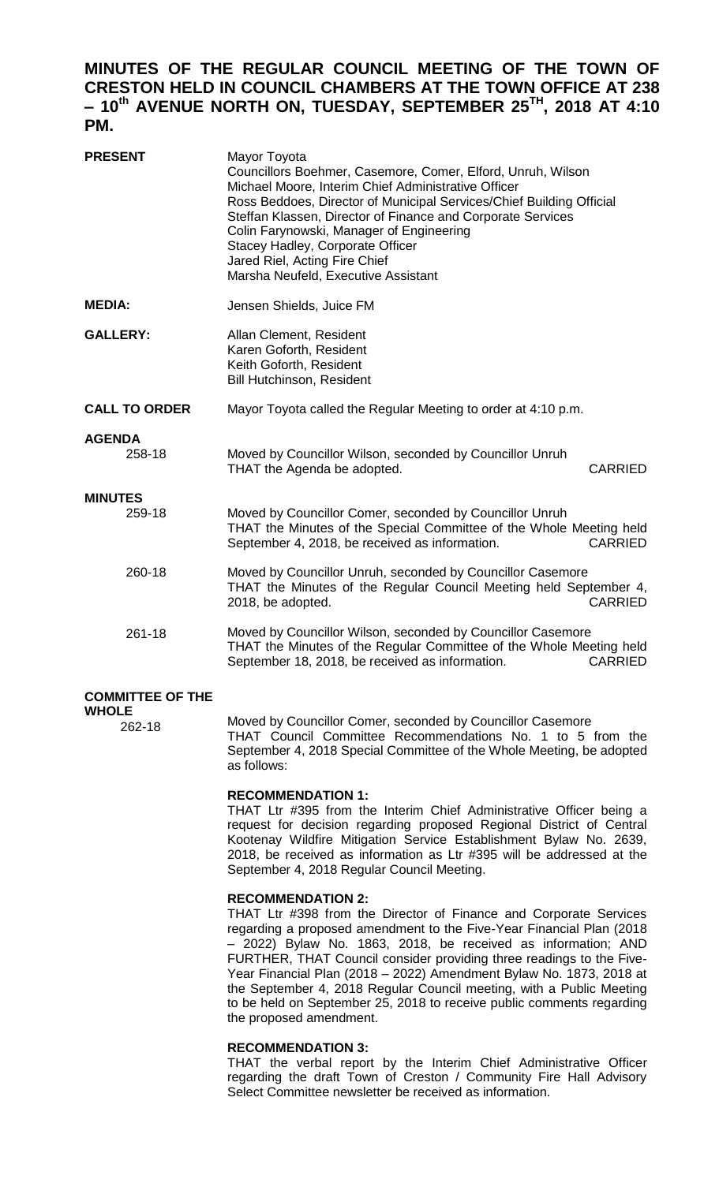# MINUTES OF THE REGULAR COUNCIL MEETING OF THE TOWN OF CRESTON HELD IN COUNCIL CHAMBERS AT THE TOWN OFFICE AT 238 – 10th AVENUE NORTH ON, TUESDAY, SEPTEMBER 25TH, 2018 AT 4:10 PM.

**PRESENT**

Mayor Toyota
Councillors Boehmer, Casemore, Comer, Elford, Unruh, Wilson
Michael Moore, Interim Chief Administrative Officer
Ross Beddoes, Director of Municipal Services/Chief Building Official
Steffan Klassen, Director of Finance and Corporate Services
Colin Farynowski, Manager of Engineering
Stacey Hadley, Corporate Officer
Jared Riel, Acting Fire Chief
Marsha Neufeld, Executive Assistant

**MEDIA:**

Jensen Shields, Juice FM

**GALLERY:**

Allan Clement, Resident
Karen Goforth, Resident
Keith Goforth, Resident
Bill Hutchinson, Resident

**CALL TO ORDER**

Mayor Toyota called the Regular Meeting to order at 4:10 p.m.

**AGENDA**

258-18

Moved by Councillor Wilson, seconded by Councillor Unruh
THAT the Agenda be adopted. CARRIED

**MINUTES**

259-18

Moved by Councillor Comer, seconded by Councillor Unruh
THAT the Minutes of the Special Committee of the Whole Meeting held September 4, 2018, be received as information. CARRIED

260-18

Moved by Councillor Unruh, seconded by Councillor Casemore
THAT the Minutes of the Regular Council Meeting held September 4, 2018, be adopted. CARRIED

261-18

Moved by Councillor Wilson, seconded by Councillor Casemore
THAT the Minutes of the Regular Committee of the Whole Meeting held September 18, 2018, be received as information. CARRIED

**COMMITTEE OF THE WHOLE**

262-18

Moved by Councillor Comer, seconded by Councillor Casemore
THAT Council Committee Recommendations No. 1 to 5 from the September 4, 2018 Special Committee of the Whole Meeting, be adopted as follows:

**RECOMMENDATION 1:**
THAT Ltr #395 from the Interim Chief Administrative Officer being a request for decision regarding proposed Regional District of Central Kootenay Wildfire Mitigation Service Establishment Bylaw No. 2639, 2018, be received as information as Ltr #395 will be addressed at the September 4, 2018 Regular Council Meeting.

**RECOMMENDATION 2:**
THAT Ltr #398 from the Director of Finance and Corporate Services regarding a proposed amendment to the Five-Year Financial Plan (2018 – 2022) Bylaw No. 1863, 2018, be received as information; AND FURTHER, THAT Council consider providing three readings to the Five-Year Financial Plan (2018 – 2022) Amendment Bylaw No. 1873, 2018 at the September 4, 2018 Regular Council meeting, with a Public Meeting to be held on September 25, 2018 to receive public comments regarding the proposed amendment.

**RECOMMENDATION 3:**
THAT the verbal report by the Interim Chief Administrative Officer regarding the draft Town of Creston / Community Fire Hall Advisory Select Committee newsletter be received as information.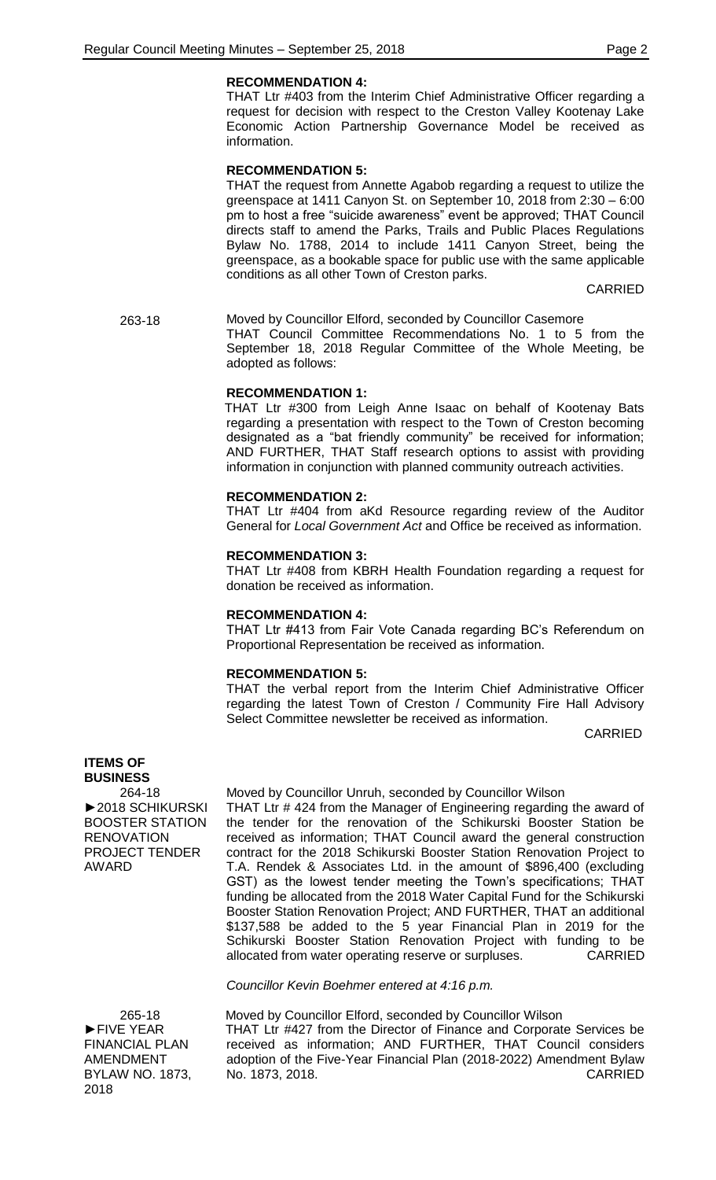**RECOMMENDATION 4:**

THAT Ltr #403 from the Interim Chief Administrative Officer regarding a request for decision with respect to the Creston Valley Kootenay Lake Economic Action Partnership Governance Model be received as information.

**RECOMMENDATION 5:**

THAT the request from Annette Agabob regarding a request to utilize the greenspace at 1411 Canyon St. on September 10, 2018 from 2:30 – 6:00 pm to host a free "suicide awareness" event be approved; THAT Council directs staff to amend the Parks, Trails and Public Places Regulations Bylaw No. 1788, 2014 to include 1411 Canyon Street, being the greenspace, as a bookable space for public use with the same applicable conditions as all other Town of Creston parks.

CARRIED

263-18

Moved by Councillor Elford, seconded by Councillor Casemore

THAT Council Committee Recommendations No. 1 to 5 from the September 18, 2018 Regular Committee of the Whole Meeting, be adopted as follows:

**RECOMMENDATION 1:**

THAT Ltr #300 from Leigh Anne Isaac on behalf of Kootenay Bats regarding a presentation with respect to the Town of Creston becoming designated as a "bat friendly community" be received for information; AND FURTHER, THAT Staff research options to assist with providing information in conjunction with planned community outreach activities.

**RECOMMENDATION 2:**

THAT Ltr #404 from aKd Resource regarding review of the Auditor General for *Local Government Act* and Office be received as information.

**RECOMMENDATION 3:**

THAT Ltr #408 from KBRH Health Foundation regarding a request for donation be received as information.

**RECOMMENDATION 4:**

THAT Ltr #413 from Fair Vote Canada regarding BC's Referendum on Proportional Representation be received as information.

**RECOMMENDATION 5:**

THAT the verbal report from the Interim Chief Administrative Officer regarding the latest Town of Creston / Community Fire Hall Advisory Select Committee newsletter be received as information.

CARRIED

**ITEMS OF BUSINESS**

264-18

►2018 SCHIKURSKI BOOSTER STATION RENOVATION PROJECT TENDER AWARD

Moved by Councillor Unruh, seconded by Councillor Wilson

THAT Ltr # 424 from the Manager of Engineering regarding the award of the tender for the renovation of the Schikurski Booster Station be received as information; THAT Council award the general construction contract for the 2018 Schikurski Booster Station Renovation Project to T.A. Rendek & Associates Ltd. in the amount of $896,400 (excluding GST) as the lowest tender meeting the Town's specifications; THAT funding be allocated from the 2018 Water Capital Fund for the Schikurski Booster Station Renovation Project; AND FURTHER, THAT an additional $137,588 be added to the 5 year Financial Plan in 2019 for the Schikurski Booster Station Renovation Project with funding to be allocated from water operating reserve or surpluses. CARRIED

*Councillor Kevin Boehmer entered at 4:16 p.m.*

265-18

►FIVE YEAR FINANCIAL PLAN AMENDMENT BYLAW NO. 1873, 2018

Moved by Councillor Elford, seconded by Councillor Wilson

THAT Ltr #427 from the Director of Finance and Corporate Services be received as information; AND FURTHER, THAT Council considers adoption of the Five-Year Financial Plan (2018-2022) Amendment Bylaw No. 1873, 2018. CARRIED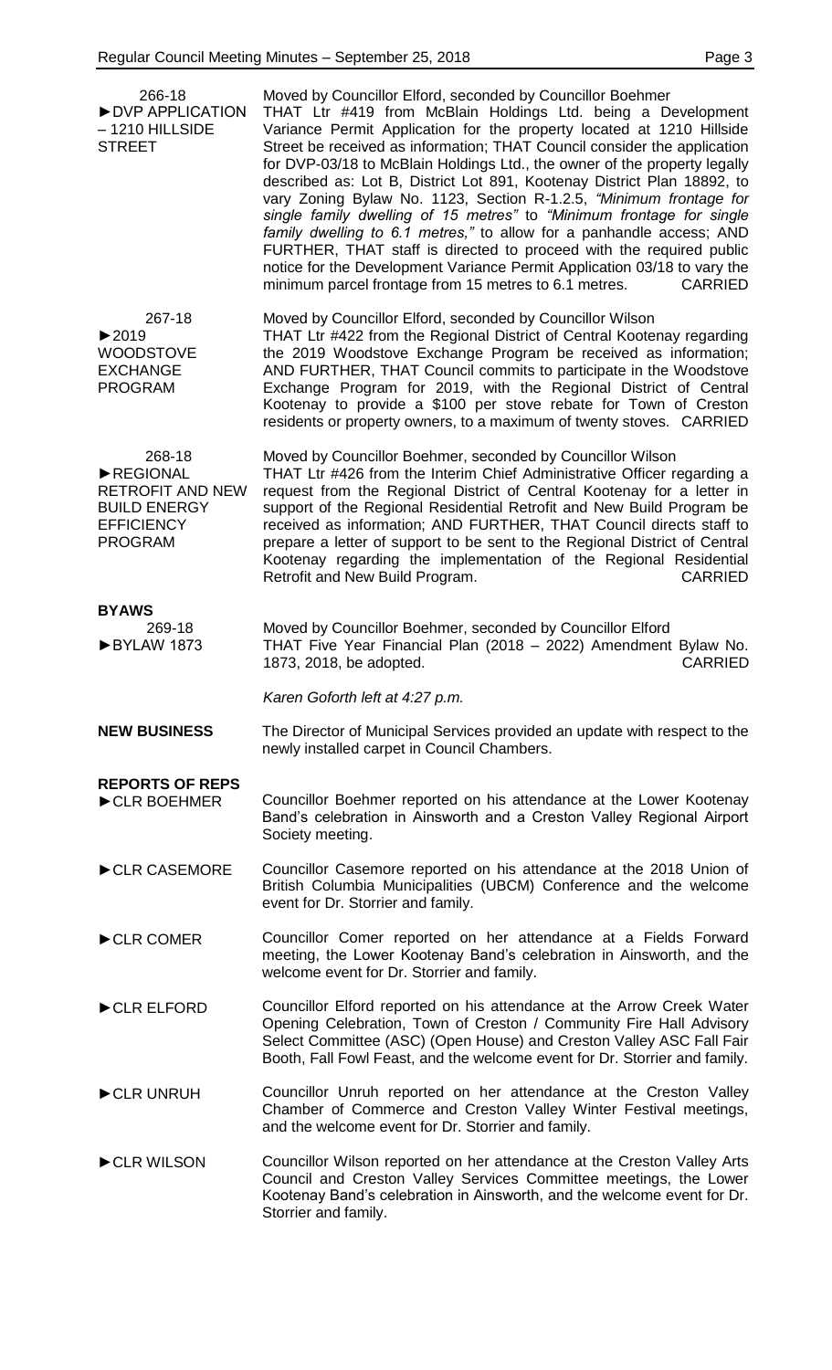**266-18**
**►DVP APPLICATION – 1210 HILLSIDE STREET**

Moved by Councillor Elford, seconded by Councillor Boehmer
THAT Ltr #419 from McBlain Holdings Ltd. being a Development Variance Permit Application for the property located at 1210 Hillside Street be received as information; THAT Council consider the application for DVP-03/18 to McBlain Holdings Ltd., the owner of the property legally described as: Lot B, District Lot 891, Kootenay District Plan 18892, to vary Zoning Bylaw No. 1123, Section R-1.2.5, *"Minimum frontage for single family dwelling of 15 metres"* to *"Minimum frontage for single family dwelling to 6.1 metres,"* to allow for a panhandle access; AND FURTHER, THAT staff is directed to proceed with the required public notice for the Development Variance Permit Application 03/18 to vary the minimum parcel frontage from 15 metres to 6.1 metres. CARRIED

**267-18**
**►2019 WOODSTOVE EXCHANGE PROGRAM**

Moved by Councillor Elford, seconded by Councillor Wilson
THAT Ltr #422 from the Regional District of Central Kootenay regarding the 2019 Woodstove Exchange Program be received as information; AND FURTHER, THAT Council commits to participate in the Woodstove Exchange Program for 2019, with the Regional District of Central Kootenay to provide a $100 per stove rebate for Town of Creston residents or property owners, to a maximum of twenty stoves. CARRIED

**268-18**
**►REGIONAL RETROFIT AND NEW BUILD ENERGY EFFICIENCY PROGRAM**

Moved by Councillor Boehmer, seconded by Councillor Wilson
THAT Ltr #426 from the Interim Chief Administrative Officer regarding a request from the Regional District of Central Kootenay for a letter in support of the Regional Residential Retrofit and New Build Program be received as information; AND FURTHER, THAT Council directs staff to prepare a letter of support to be sent to the Regional District of Central Kootenay regarding the implementation of the Regional Residential Retrofit and New Build Program. CARRIED

## BYAWS

**269-18**
**►BYLAW 1873**

Moved by Councillor Boehmer, seconded by Councillor Elford
THAT Five Year Financial Plan (2018 – 2022) Amendment Bylaw No. 1873, 2018, be adopted. CARRIED

*Karen Goforth left at 4:27 p.m.*

## NEW BUSINESS

The Director of Municipal Services provided an update with respect to the newly installed carpet in Council Chambers.

## REPORTS OF REPS

**►CLR BOEHMER**

Councillor Boehmer reported on his attendance at the Lower Kootenay Band's celebration in Ainsworth and a Creston Valley Regional Airport Society meeting.

**►CLR CASEMORE**

Councillor Casemore reported on his attendance at the 2018 Union of British Columbia Municipalities (UBCM) Conference and the welcome event for Dr. Storrier and family.

**►CLR COMER**

Councillor Comer reported on her attendance at a Fields Forward meeting, the Lower Kootenay Band's celebration in Ainsworth, and the welcome event for Dr. Storrier and family.

**►CLR ELFORD**

Councillor Elford reported on his attendance at the Arrow Creek Water Opening Celebration, Town of Creston / Community Fire Hall Advisory Select Committee (ASC) (Open House) and Creston Valley ASC Fall Fair Booth, Fall Fowl Feast, and the welcome event for Dr. Storrier and family.

**►CLR UNRUH**

Councillor Unruh reported on her attendance at the Creston Valley Chamber of Commerce and Creston Valley Winter Festival meetings, and the welcome event for Dr. Storrier and family.

**►CLR WILSON**

Councillor Wilson reported on her attendance at the Creston Valley Arts Council and Creston Valley Services Committee meetings, the Lower Kootenay Band's celebration in Ainsworth, and the welcome event for Dr. Storrier and family.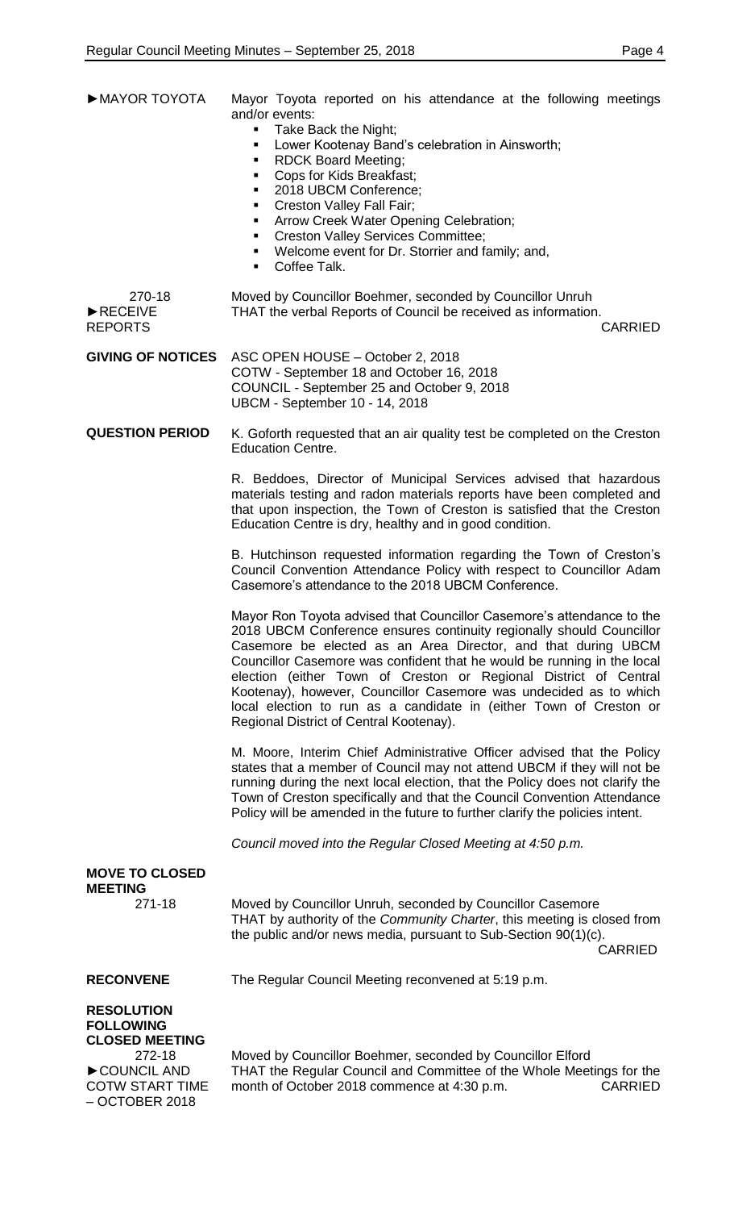►MAYOR TOYOTA

Mayor Toyota reported on his attendance at the following meetings and/or events:

- Take Back the Night;
- Lower Kootenay Band's celebration in Ainsworth;
- RDCK Board Meeting;
- Cops for Kids Breakfast;
- 2018 UBCM Conference;
- Creston Valley Fall Fair;
- Arrow Creek Water Opening Celebration;
- Creston Valley Services Committee;
- Welcome event for Dr. Storrier and family; and,
- Coffee Talk.

270-18
►RECEIVE REPORTS

Moved by Councillor Boehmer, seconded by Councillor Unruh
THAT the verbal Reports of Council be received as information.
CARRIED

**GIVING OF NOTICES**

ASC OPEN HOUSE – October 2, 2018
COTW - September 18 and October 16, 2018
COUNCIL - September 25 and October 9, 2018
UBCM - September 10 - 14, 2018

**QUESTION PERIOD**

K. Goforth requested that an air quality test be completed on the Creston Education Centre.

R. Beddoes, Director of Municipal Services advised that hazardous materials testing and radon materials reports have been completed and that upon inspection, the Town of Creston is satisfied that the Creston Education Centre is dry, healthy and in good condition.

B. Hutchinson requested information regarding the Town of Creston's Council Convention Attendance Policy with respect to Councillor Adam Casemore's attendance to the 2018 UBCM Conference.

Mayor Ron Toyota advised that Councillor Casemore's attendance to the 2018 UBCM Conference ensures continuity regionally should Councillor Casemore be elected as an Area Director, and that during UBCM Councillor Casemore was confident that he would be running in the local election (either Town of Creston or Regional District of Central Kootenay), however, Councillor Casemore was undecided as to which local election to run as a candidate in (either Town of Creston or Regional District of Central Kootenay).

M. Moore, Interim Chief Administrative Officer advised that the Policy states that a member of Council may not attend UBCM if they will not be running during the next local election, that the Policy does not clarify the Town of Creston specifically and that the Council Convention Attendance Policy will be amended in the future to further clarify the policies intent.

*Council moved into the Regular Closed Meeting at 4:50 p.m.*

**MOVE TO CLOSED MEETING**

271-18

Moved by Councillor Unruh, seconded by Councillor Casemore
THAT by authority of the *Community Charter*, this meeting is closed from the public and/or news media, pursuant to Sub-Section 90(1)(c).
CARRIED

**RECONVENE**

The Regular Council Meeting reconvened at 5:19 p.m.

**RESOLUTION FOLLOWING CLOSED MEETING**

272-18
►COUNCIL AND COTW START TIME – OCTOBER 2018

Moved by Councillor Boehmer, seconded by Councillor Elford
THAT the Regular Council and Committee of the Whole Meetings for the month of October 2018 commence at 4:30 p.m.
CARRIED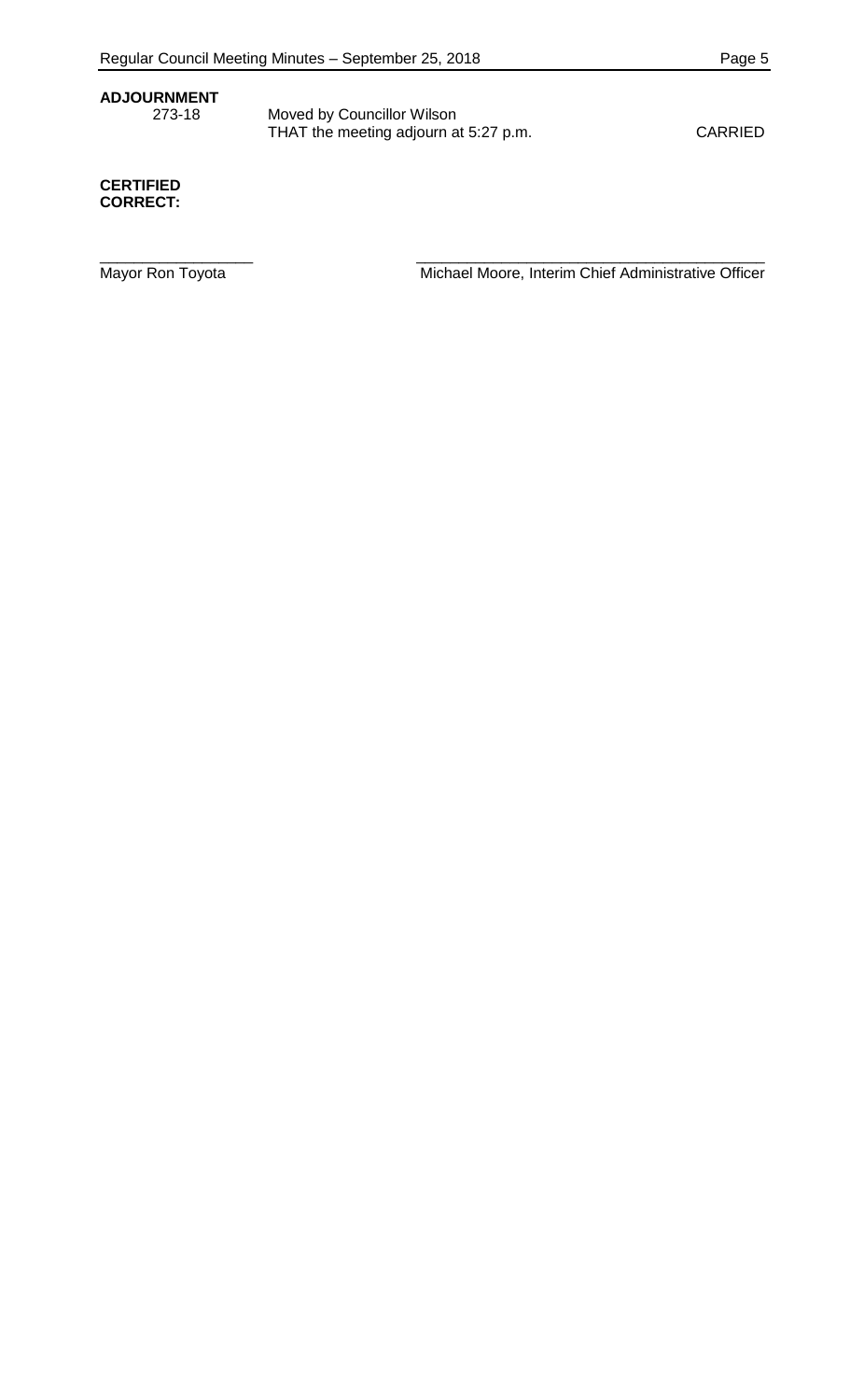**ADJOURNMENT**

273-18 Moved by Councillor Wilson
THAT the meeting adjourn at 5:27 p.m. CARRIED

**CERTIFIED CORRECT:**

\_\_\_\_\_\_\_\_\_\_\_\_\_\_\_\_\_\_\_\_
Mayor Ron Toyota

\_\_\_\_\_\_\_\_\_\_\_\_\_\_\_\_\_\_\_\_\_\_\_\_\_\_\_\_\_\_\_\_\_\_\_\_\_\_\_\_\_\_\_\_
Michael Moore, Interim Chief Administrative Officer